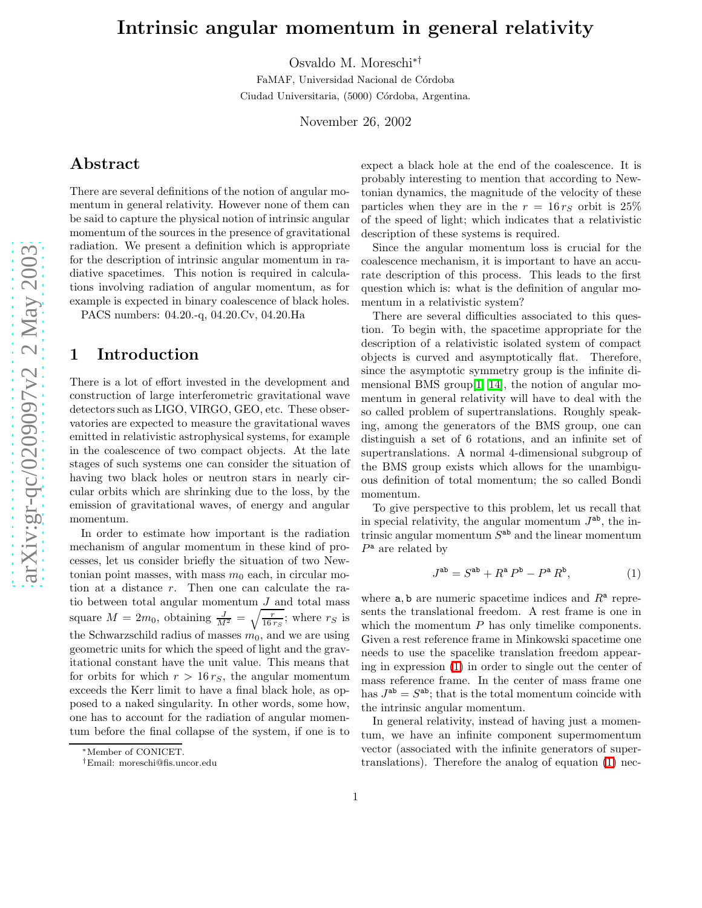# Intrinsic angular momentum in general relativity

Osvaldo M. Moreschi[*][†]

FaMAF, Universidad Nacional de Córdoba

Ciudad Universitaria, (5000) Córdoba, Argentina.

November 26, 2002

## Abstract

There are several definitions of the notion of angular momentum in general relativity. However none of them can be said to capture the physical notion of intrinsic angular momentum of the sources in the presence of gravitational radiation. We present a definition which is appropriate for the description of intrinsic angular momentum in radiative spacetimes. This notion is required in calculations involving radiation of angular momentum, as for example is expected in binary coalescence of black holes.

PACS numbers: 04.20.-q, 04.20.Cv, 04.20.Ha

## 1 Introduction

There is a lot of effort invested in the development and construction of large interferometric gravitational wave detectors such as LIGO, VIRGO, GEO, etc. These observatories are expected to measure the gravitational waves emitted in relativistic astrophysical systems, for example in the coalescence of two compact objects. At the late stages of such systems one can consider the situation of having two black holes or neutron stars in nearly circular orbits which are shrinking due to the loss, by the emission of gravitational waves, of energy and angular momentum.

In order to estimate how important is the radiation mechanism of angular momentum in these kind of processes, let us consider briefly the situation of two Newtonian point masses, with mass $m_0$ each, in circular motion at a distance $r$. Then one can calculate the ratio between total angular momentum $J$ and total mass square $M = 2m_0$, obtaining $\frac{J}{M^2} = \sqrt{\frac{r}{16\, r_S}}$; where $r_S$ is the Schwarzschild radius of masses $m_0$, and we are using geometric units for which the speed of light and the gravitational constant have the unit value. This means that for orbits for which $r > 16\, r_S$, the angular momentum exceeds the Kerr limit to have a final black hole, as opposed to a naked singularity. In other words, some how, one has to account for the radiation of angular momentum before the final collapse of the system, if one is to expect a black hole at the end of the coalescence. It is probably interesting to mention that according to Newtonian dynamics, the magnitude of the velocity of these particles when they are in the $r = 16\, r_S$ orbit is 25% of the speed of light; which indicates that a relativistic description of these systems is required.

Since the angular momentum loss is crucial for the coalescence mechanism, it is important to have an accurate description of this process. This leads to the first question which is: what is the definition of angular momentum in a relativistic system?

There are several difficulties associated to this question. To begin with, the spacetime appropriate for the description of a relativistic isolated system of compact objects is curved and asymptotically flat. Therefore, since the asymptotic symmetry group is the infinite dimensional BMS group[1, 14], the notion of angular momentum in general relativity will have to deal with the so called problem of supertranslations. Roughly speaking, among the generators of the BMS group, one can distinguish a set of 6 rotations, and an infinite set of supertranslations. A normal 4-dimensional subgroup of the BMS group exists which allows for the unambiguous definition of total momentum; the so called Bondi momentum.

To give perspective to this problem, let us recall that in special relativity, the angular momentum $J^{\mathtt{ab}}$, the intrinsic angular momentum $S^{\mathtt{ab}}$ and the linear momentum $P^{\mathtt{a}}$ are related by

$$J^{\mathtt{ab}} = S^{\mathtt{ab}} + R^{\mathtt{a}}\, P^{\mathtt{b}} - P^{\mathtt{a}}\, R^{\mathtt{b}}, \tag{1}$$

where $\mathtt{a}, \mathtt{b}$ are numeric spacetime indices and $R^{\mathtt{a}}$ represents the translational freedom. A rest frame is one in which the momentum $P$ has only timelike components. Given a rest reference frame in Minkowski spacetime one needs to use the spacelike translation freedom appearing in expression (1) in order to single out the center of mass reference frame. In the center of mass frame one has $J^{\mathtt{ab}} = S^{\mathtt{ab}}$; that is the total momentum coincide with the intrinsic angular momentum.

In general relativity, instead of having just a momentum, we have an infinite component supermomentum vector (associated with the infinite generators of supertranslations). Therefore the analog of equation (1) nec-

[*] Member of CONICET.

[†] Email: moreschi@fis.uncor.edu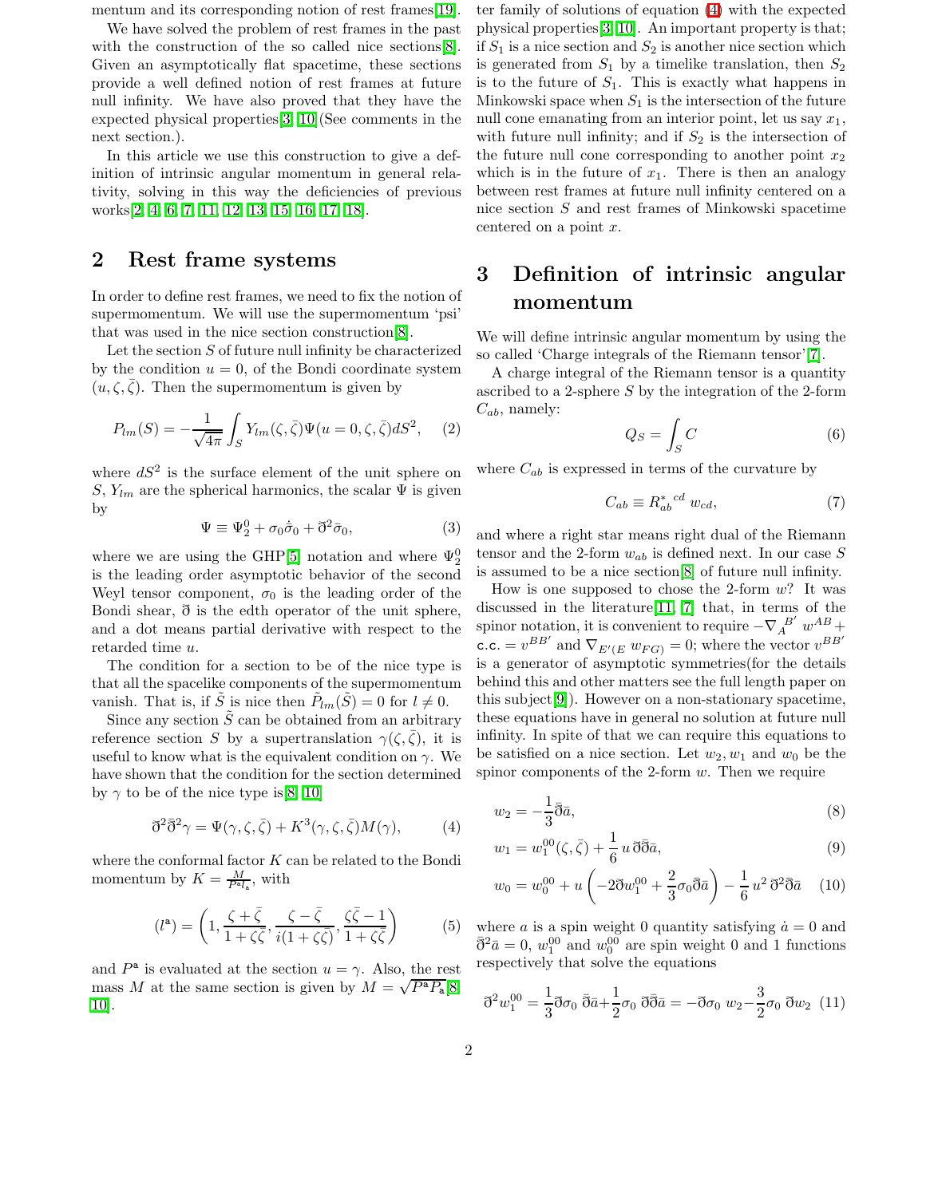mentum and its corresponding notion of rest frames[19].

We have solved the problem of rest frames in the past with the construction of the so called nice sections[8]. Given an asymptotically flat spacetime, these sections provide a well defined notion of rest frames at future null infinity. We have also proved that they have the expected physical properties[3, 10](See comments in the next section.).

In this article we use this construction to give a definition of intrinsic angular momentum in general relativity, solving in this way the deficiencies of previous works[2, 4, 6, 7, 11, 12, 13, 15, 16, 17, 18].

## 2 Rest frame systems

In order to define rest frames, we need to fix the notion of supermomentum. We will use the supermomentum 'psi' that was used in the nice section construction[8].

Let the section $S$ of future null infinity be characterized by the condition $u = 0$, of the Bondi coordinate system $(u, \zeta, \bar{\zeta})$. Then the supermomentum is given by

$$P_{lm}(S) = -\frac{1}{\sqrt{4\pi}} \int_S Y_{lm}(\zeta, \bar{\zeta}) \Psi(u = 0, \zeta, \bar{\zeta}) dS^2, \quad (2)$$

where $dS^2$ is the surface element of the unit sphere on $S$, $Y_{lm}$ are the spherical harmonics, the scalar $\Psi$ is given by

$$\Psi \equiv \Psi_2^0 + \sigma_0 \dot{\bar{\sigma}}_0 + \eth^2 \bar{\sigma}_0, \quad (3)$$

where we are using the GHP[5] notation and where $\Psi_2^0$ is the leading order asymptotic behavior of the second Weyl tensor component, $\sigma_0$ is the leading order of the Bondi shear, $\eth$ is the edth operator of the unit sphere, and a dot means partial derivative with respect to the retarded time $u$.

The condition for a section to be of the nice type is that all the spacelike components of the supermomentum vanish. That is, if $\tilde{S}$ is nice then $\tilde{P}_{lm}(\tilde{S}) = 0$ for $l \neq 0$.

Since any section $\tilde{S}$ can be obtained from an arbitrary reference section $S$ by a supertranslation $\gamma(\zeta, \bar{\zeta})$, it is useful to know what is the equivalent condition on $\gamma$. We have shown that the condition for the section determined by $\gamma$ to be of the nice type is[8, 10]

$$\eth^2 \bar{\eth}^2 \gamma = \Psi(\gamma, \zeta, \bar{\zeta}) + K^3(\gamma, \zeta, \bar{\zeta}) M(\gamma), \quad (4)$$

where the conformal factor $K$ can be related to the Bondi momentum by $K = \frac{M}{P^{\mathsf{a}} l_{\mathsf{a}}}$, with

$$(l^{\mathsf{a}}) = \left(1, \frac{\zeta + \bar{\zeta}}{1 + \zeta\bar{\zeta}}, \frac{\zeta - \bar{\zeta}}{i(1 + \zeta\bar{\zeta})}, \frac{\zeta\bar{\zeta} - 1}{1 + \zeta\bar{\zeta}}\right) \quad (5)$$

and $P^{\mathsf{a}}$ is evaluated at the section $u = \gamma$. Also, the rest mass $M$ at the same section is given by $M = \sqrt{P^{\mathsf{a}} P_{\mathsf{a}}}$[8, 10].

This equation has a four parameter family of solutions of equation (4) with the expected physical properties[3, 10]. An important property is that; if $S_1$ is a nice section and $S_2$ is another nice section which is generated from $S_1$ by a timelike translation, then $S_2$ is to the future of $S_1$. This is exactly what happens in Minkowski space when $S_1$ is the intersection of the future null cone emanating from an interior point, let us say $x_1$, with future null infinity; and if $S_2$ is the intersection of the future null cone corresponding to another point $x_2$ which is in the future of $x_1$. There is then an analogy between rest frames at future null infinity centered on a nice section $S$ and rest frames of Minkowski spacetime centered on a point $x$.

## 3 Definition of intrinsic angular momentum

We will define intrinsic angular momentum by using the so called 'Charge integrals of the Riemann tensor'[7].

A charge integral of the Riemann tensor is a quantity ascribed to a 2-sphere $S$ by the integration of the 2-form $C_{ab}$, namely:

$$Q_S = \int_S C \quad (6)$$

where $C_{ab}$ is expressed in terms of the curvature by

$$C_{ab} \equiv R^{*}_{ab}{}^{cd} \, w_{cd}, \quad (7)$$

and where a right star means right dual of the Riemann tensor and the 2-form $w_{ab}$ is defined next. In our case $S$ is assumed to be a nice section[8] of future null infinity.

How is one supposed to chose the 2-form $w$? It was discussed in the literature[11, 7] that, in terms of the spinor notation, it is convenient to require $-\nabla_A^{\ B'} w^{AB} + \text{c.c.} = v^{BB'}$ and $\nabla_{E'(E} w_{FG)} = 0$; where the vector $v^{BB'}$ is a generator of asymptotic symmetries(for the details behind this and other matters see the full length paper on this subject[9]). However on a non-stationary spacetime, these equations have in general no solution at future null infinity. In spite of that we can require this equations to be satisfied on a nice section. Let $w_2, w_1$ and $w_0$ be the spinor components of the 2-form $w$. Then we require

$$w_2 = -\frac{1}{3}\bar{\eth}\bar{a}, \quad (8)$$

$$w_1 = w_1^{00}(\zeta, \bar{\zeta}) + \frac{1}{6}\, u\, \eth\bar{\eth}\bar{a}, \quad (9)$$

$$w_0 = w_0^{00} + u\left(-2\eth w_1^{00} + \frac{2}{3}\sigma_0 \bar{\eth}\bar{a}\right) - \frac{1}{6}\, u^2\, \eth^2\bar{\eth}\bar{a} \quad (10)$$

where $a$ is a spin weight 0 quantity satisfying $\dot{a} = 0$ and $\bar{\eth}^2 \bar{a} = 0$, $w_1^{00}$ and $w_0^{00}$ are spin weight 0 and 1 functions respectively that solve the equations

$$\eth^2 w_1^{00} = \frac{1}{3}\eth\sigma_0\, \bar{\eth}\bar{a} + \frac{1}{2}\sigma_0\, \eth\bar{\eth}\bar{a} = -\eth\sigma_0\, w_2 - \frac{3}{2}\sigma_0\, \eth w_2 \quad (11)$$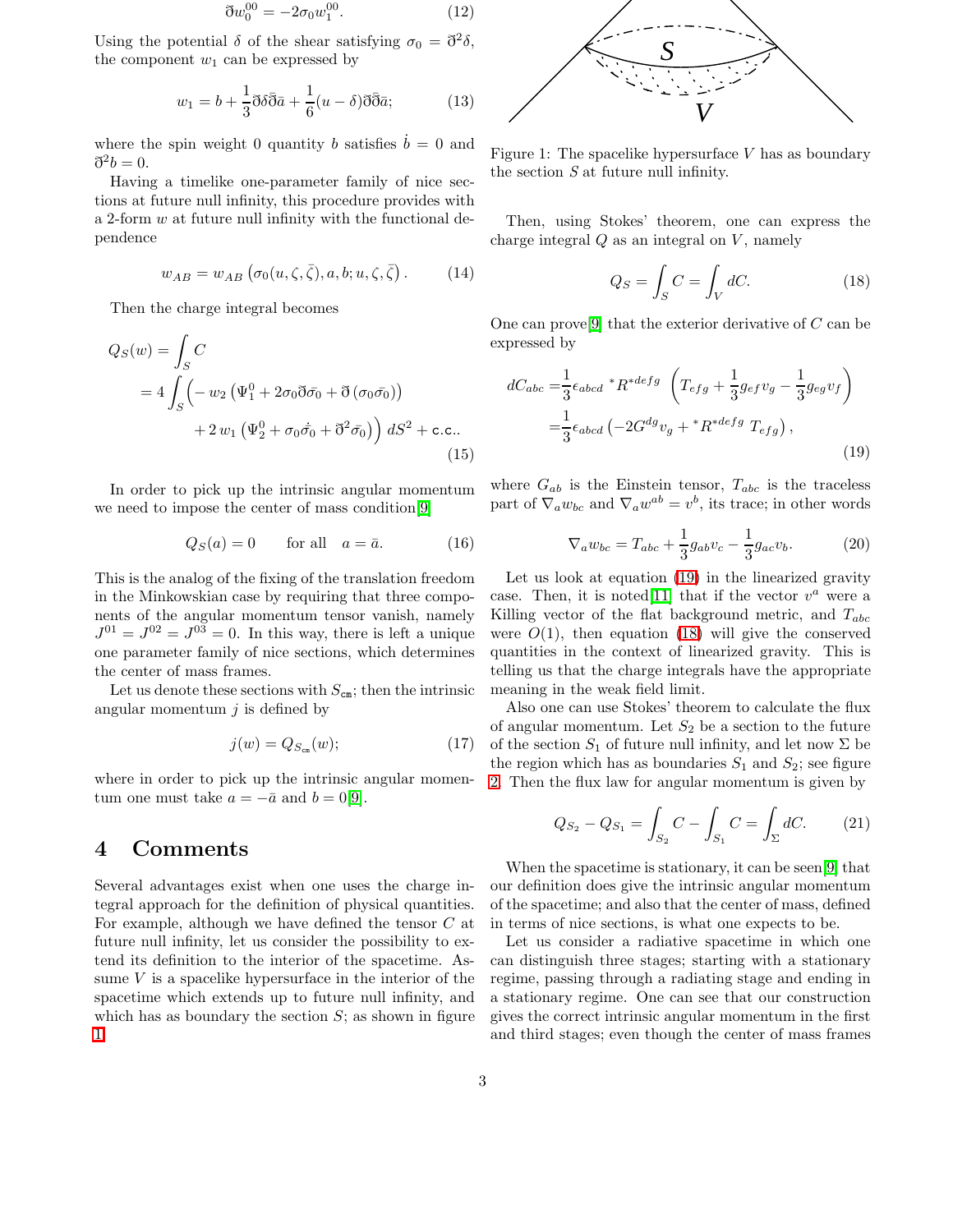$$\eth w_0^{00} = -2\sigma_0 w_1^{00}. \tag{12}$$

Using the potential $\delta$ of the shear satisfying $\sigma_0 = \eth^2\delta$, the component $w_1$ can be expressed by

$$w_1 = b + \frac{1}{3}\eth\delta\bar{\eth}\bar{a} + \frac{1}{6}(u-\delta)\eth\bar{\eth}\bar{a}; \tag{13}$$

where the spin weight 0 quantity $b$ satisfies $\dot{b} = 0$ and $\eth^2 b = 0$.

Having a timelike one-parameter family of nice sections at future null infinity, this procedure provides with a 2-form $w$ at future null infinity with the functional dependence

$$w_{AB} = w_{AB}\left(\sigma_0(u,\zeta,\bar{\zeta}), a, b; u, \zeta, \bar{\zeta}\right). \tag{14}$$

Then the charge integral becomes

$$\begin{aligned} Q_S(w) &= \int_S C \\ &= 4\int_S \Big( - w_2\left(\Psi_1^0 + 2\sigma_0\eth\bar{\sigma}_0 + \eth\left(\sigma_0\bar{\sigma}_0\right)\right) \\ &\qquad + 2\, w_1\left(\Psi_2^0 + \sigma_0\dot{\bar{\sigma}}_0 + \eth^2\bar{\sigma}_0\right)\Big)\, dS^2 + \text{c.c.}. \end{aligned} \tag{15}$$

In order to pick up the intrinsic angular momentum we need to impose the center of mass condition[9]

$$Q_S(a) = 0 \qquad \text{for all} \quad a = \bar{a}. \tag{16}$$

This is the analog of the fixing of the translation freedom in the Minkowskian case by requiring that three components of the angular momentum tensor vanish, namely $J^{01} = J^{02} = J^{03} = 0$. In this way, there is left a unique one parameter family of nice sections, which determines the center of mass frames.

Let us denote these sections with $S_{\text{cm}}$; then the intrinsic angular momentum $j$ is defined by

$$j(w) = Q_{S_{\text{cm}}}(w); \tag{17}$$

where in order to pick up the intrinsic angular momentum one must take $a = -\bar{a}$ and $b = 0$[9].

## 4 Comments

Several advantages exist when one uses the charge integral approach for the definition of physical quantities. For example, although we have defined the tensor $C$ at future null infinity, let us consider the possibility to extend its definition to the interior of the spacetime. Assume $V$ is a spacelike hypersurface in the interior of the spacetime which extends up to future null infinity, and which has as boundary the section $S$; as shown in figure 1.

Figure 1: The spacelike hypersurface $V$ has as boundary the section $S$ at future null infinity.

Then, using Stokes' theorem, one can express the charge integral $Q$ as an integral on $V$, namely

$$Q_S = \int_S C = \int_V dC. \tag{18}$$

One can prove[9] that the exterior derivative of $C$ can be expressed by

$$\begin{aligned} dC_{abc} &= \frac{1}{3}\epsilon_{abcd}\; {}^*R^{*defg}\left(T_{efg} + \frac{1}{3}g_{ef}v_g - \frac{1}{3}g_{eg}v_f\right) \\ &= \frac{1}{3}\epsilon_{abcd}\left(-2G^{dg}v_g + {}^*R^{*defg}\; T_{efg}\right), \end{aligned} \tag{19}$$

where $G_{ab}$ is the Einstein tensor, $T_{abc}$ is the traceless part of $\nabla_a w_{bc}$ and $\nabla_a w^{ab} = v^b$, its trace; in other words

$$\nabla_a w_{bc} = T_{abc} + \frac{1}{3}g_{ab}v_c - \frac{1}{3}g_{ac}v_b. \tag{20}$$

Let us look at equation (19) in the linearized gravity case. Then, it is noted[11] that if the vector $v^a$ were a Killing vector of the flat background metric, and $T_{abc}$ were $O(1)$, then equation (18) will give the conserved quantities in the context of linearized gravity. This is telling us that the charge integrals have the appropriate meaning in the weak field limit.

Also one can use Stokes' theorem to calculate the flux of angular momentum. Let $S_2$ be a section to the future of the section $S_1$ of future null infinity, and let now $\Sigma$ be the region which has as boundaries $S_1$ and $S_2$; see figure 2. Then the flux law for angular momentum is given by

$$Q_{S_2} - Q_{S_1} = \int_{S_2} C - \int_{S_1} C = \int_\Sigma dC. \tag{21}$$

When the spacetime is stationary, it can be seen[9] that our definition does give the intrinsic angular momentum of the spacetime; and also that the center of mass, defined in terms of nice sections, is what one expects to be.

Let us consider a radiative spacetime in which one can distinguish three stages; starting with a stationary regime, passing through a radiating stage and ending in a stationary regime. One can see that our construction gives the correct intrinsic angular momentum in the first and third stages; even though the center of mass frames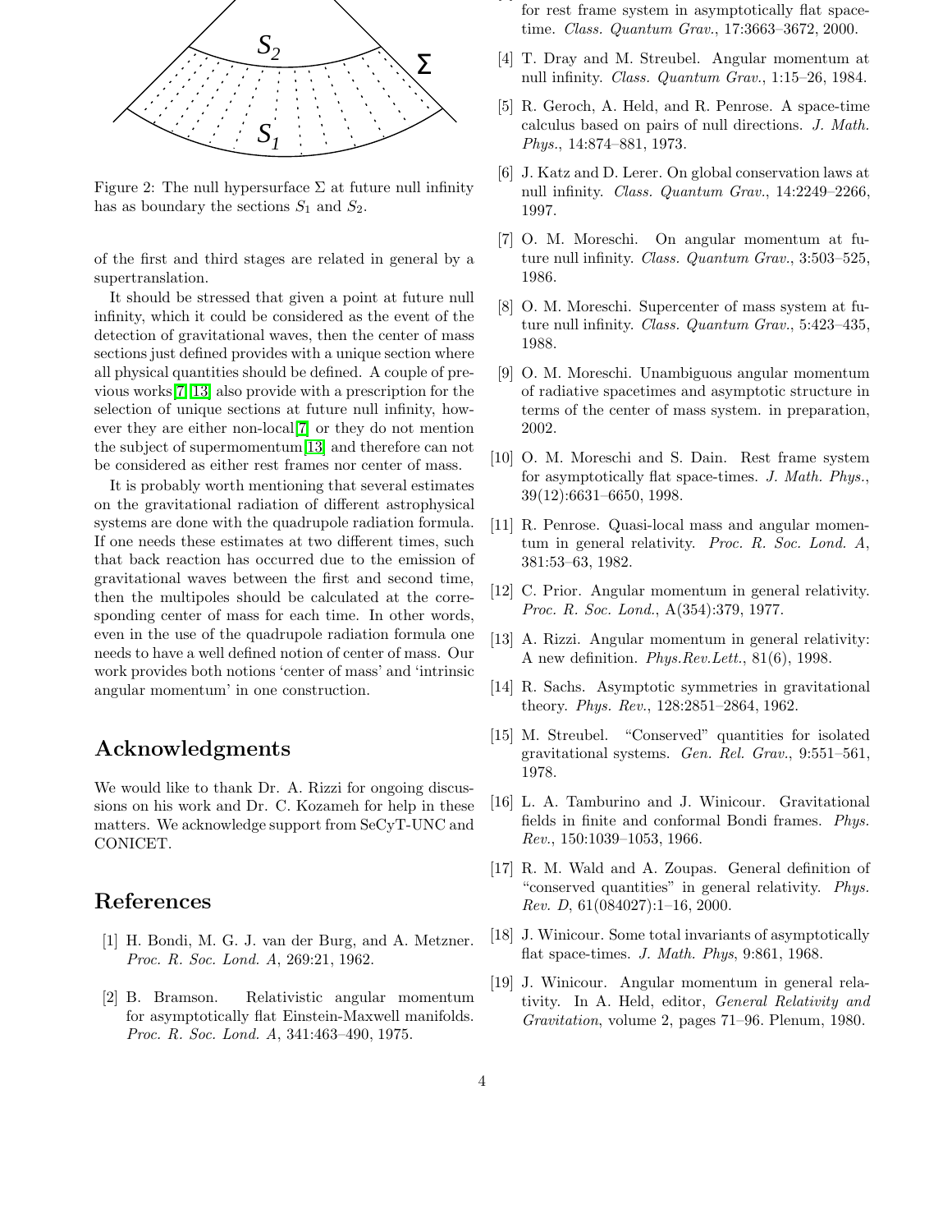Figure 2: The null hypersurface $\Sigma$ at future null infinity has as boundary the sections $S_1$ and $S_2$.

of the first and third stages are related in general by a supertranslation.

It should be stressed that given a point at future null infinity, which it could be considered as the event of the detection of gravitational waves, then the center of mass sections just defined provides with a unique section where all physical quantities should be defined. A couple of previous works[7, 13] also provide with a prescription for the selection of unique sections at future null infinity, however they are either non-local[7] or they do not mention the subject of supermomentum[13] and therefore can not be considered as either rest frames nor center of mass.

It is probably worth mentioning that several estimates on the gravitational radiation of different astrophysical systems are done with the quadrupole radiation formula. If one needs these estimates at two different times, such that back reaction has occurred due to the emission of gravitational waves between the first and second time, then the multipoles should be calculated at the corresponding center of mass for each time. In other words, even in the use of the quadrupole radiation formula one needs to have a well defined notion of center of mass. Our work provides both notions 'center of mass' and 'intrinsic angular momentum' in one construction.

## Acknowledgments

We would like to thank Dr. A. Rizzi for ongoing discussions on his work and Dr. C. Kozameh for help in these matters. We acknowledge support from SeCyT-UNC and CONICET.

## References

[1] H. Bondi, M. G. J. van der Burg, and A. Metzner. *Proc. R. Soc. Lond. A*, 269:21, 1962.

[2] B. Bramson. Relativistic angular momentum for asymptotically flat Einstein-Maxwell manifolds. *Proc. R. Soc. Lond. A*, 341:463–490, 1975.

for rest frame system in asymptotically flat spacetime. *Class. Quantum Grav.*, 17:3663–3672, 2000.

[4] T. Dray and M. Streubel. Angular momentum at null infinity. *Class. Quantum Grav.*, 1:15–26, 1984.

[5] R. Geroch, A. Held, and R. Penrose. A space-time calculus based on pairs of null directions. *J. Math. Phys.*, 14:874–881, 1973.

[6] J. Katz and D. Lerer. On global conservation laws at null infinity. *Class. Quantum Grav.*, 14:2249–2266, 1997.

[7] O. M. Moreschi. On angular momentum at future null infinity. *Class. Quantum Grav.*, 3:503–525, 1986.

[8] O. M. Moreschi. Supercenter of mass system at future null infinity. *Class. Quantum Grav.*, 5:423–435, 1988.

[9] O. M. Moreschi. Unambiguous angular momentum of radiative spacetimes and asymptotic structure in terms of the center of mass system. in preparation, 2002.

[10] O. M. Moreschi and S. Dain. Rest frame system for asymptotically flat space-times. *J. Math. Phys.*, 39(12):6631–6650, 1998.

[11] R. Penrose. Quasi-local mass and angular momentum in general relativity. *Proc. R. Soc. Lond. A*, 381:53–63, 1982.

[12] C. Prior. Angular momentum in general relativity. *Proc. R. Soc. Lond.*, A(354):379, 1977.

[13] A. Rizzi. Angular momentum in general relativity: A new definition. *Phys.Rev.Lett.*, 81(6), 1998.

[14] R. Sachs. Asymptotic symmetries in gravitational theory. *Phys. Rev.*, 128:2851–2864, 1962.

[15] M. Streubel. "Conserved" quantities for isolated gravitational systems. *Gen. Rel. Grav.*, 9:551–561, 1978.

[16] L. A. Tamburino and J. Winicour. Gravitational fields in finite and conformal Bondi frames. *Phys. Rev.*, 150:1039–1053, 1966.

[17] R. M. Wald and A. Zoupas. General definition of "conserved quantities" in general relativity. *Phys. Rev. D*, 61(084027):1–16, 2000.

[18] J. Winicour. Some total invariants of asymptotically flat space-times. *J. Math. Phys*, 9:861, 1968.

[19] J. Winicour. Angular momentum in general relativity. In A. Held, editor, *General Relativity and Gravitation*, volume 2, pages 71–96. Plenum, 1980.